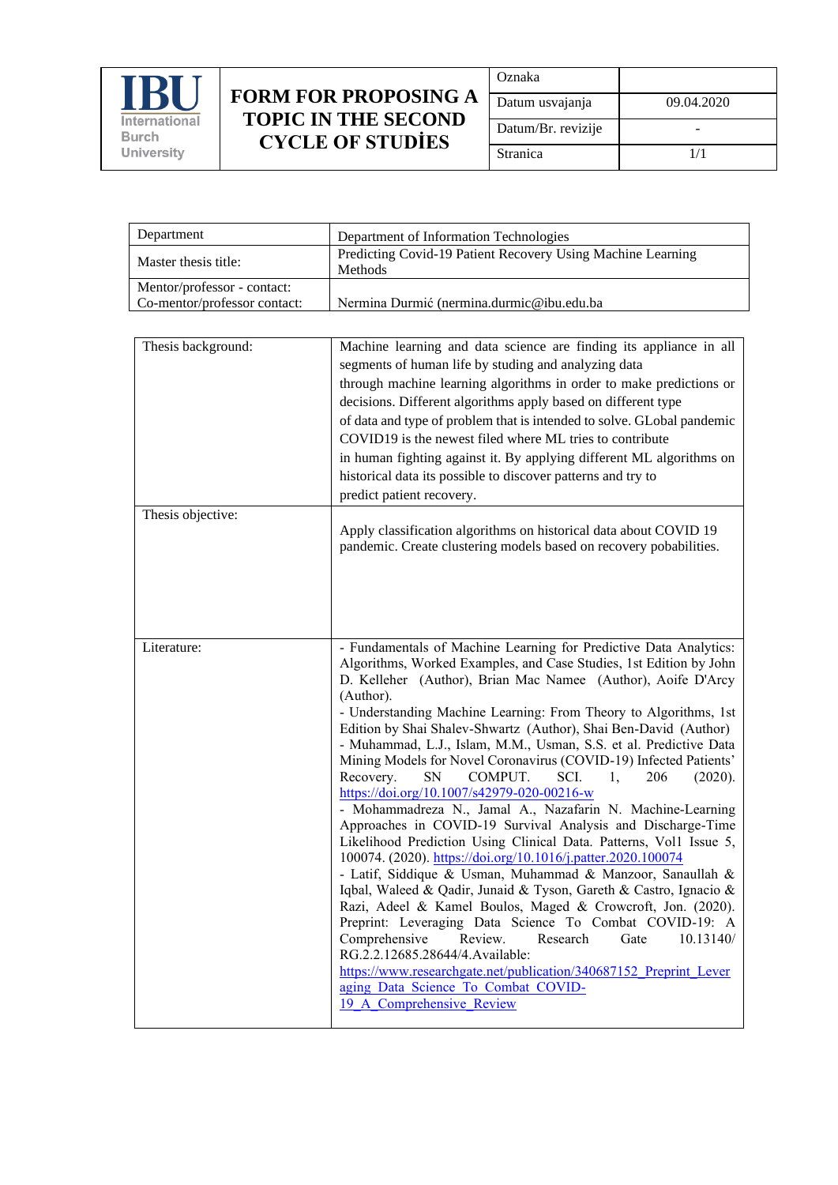| IBU International Burch University | FORM FOR PROPOSING A TOPIC IN THE SECOND CYCLE OF STUDİES | Oznaka | |
|---|---|---|---|
| | | Datum usvajanja | 09.04.2020 |
| | | Datum/Br. revizije | - |
| | | Stranica | 1/1 |

| Department | Department of Information Technologies |
|---|---|
| Master thesis title: | Predicting Covid-19 Patient Recovery Using Machine Learning Methods |
| Mentor/professor - contact: Co-mentor/professor contact: | Nermina Durmić (nermina.durmic@ibu.edu.ba |

| Thesis background: | Machine learning and data science are finding its appliance in all segments of human life by studing and analyzing data through machine learning algorithms in order to make predictions or decisions. Different algorithms apply based on different type of data and type of problem that is intended to solve. GLobal pandemic COVID19 is the newest filed where ML tries to contribute in human fighting against it. By applying different ML algorithms on historical data its possible to discover patterns and try to predict patient recovery. |
|---|---|
| Thesis objective: | Apply classification algorithms on historical data about COVID 19 pandemic. Create clustering models based on recovery pobabilities. |
| Literature: | - Fundamentals of Machine Learning for Predictive Data Analytics: Algorithms, Worked Examples, and Case Studies, 1st Edition by John D. Kelleher (Author), Brian Mac Namee (Author), Aoife D'Arcy (Author).<br>- Understanding Machine Learning: From Theory to Algorithms, 1st Edition by Shai Shalev-Shwartz (Author), Shai Ben-David (Author)<br>- Muhammad, L.J., Islam, M.M., Usman, S.S. et al. Predictive Data Mining Models for Novel Coronavirus (COVID-19) Infected Patients' Recovery. SN COMPUT. SCI. 1, 206 (2020). https://doi.org/10.1007/s42979-020-00216-w<br>- Mohammadreza N., Jamal A., Nazafarin N. Machine-Learning Approaches in COVID-19 Survival Analysis and Discharge-Time Likelihood Prediction Using Clinical Data. Patterns, Vol1 Issue 5, 100074. (2020). https://doi.org/10.1016/j.patter.2020.100074<br>- Latif, Siddique & Usman, Muhammad & Manzoor, Sanaullah & Iqbal, Waleed & Qadir, Junaid & Tyson, Gareth & Castro, Ignacio & Razi, Adeel & Kamel Boulos, Maged & Crowcroft, Jon. (2020). Preprint: Leveraging Data Science To Combat COVID-19: A Comprehensive Review. Research Gate 10.13140/ RG.2.2.12685.28644/4.Available: https://www.researchgate.net/publication/340687152_Preprint_Leveraging_Data_Science_To_Combat_COVID-19_A_Comprehensive_Review |